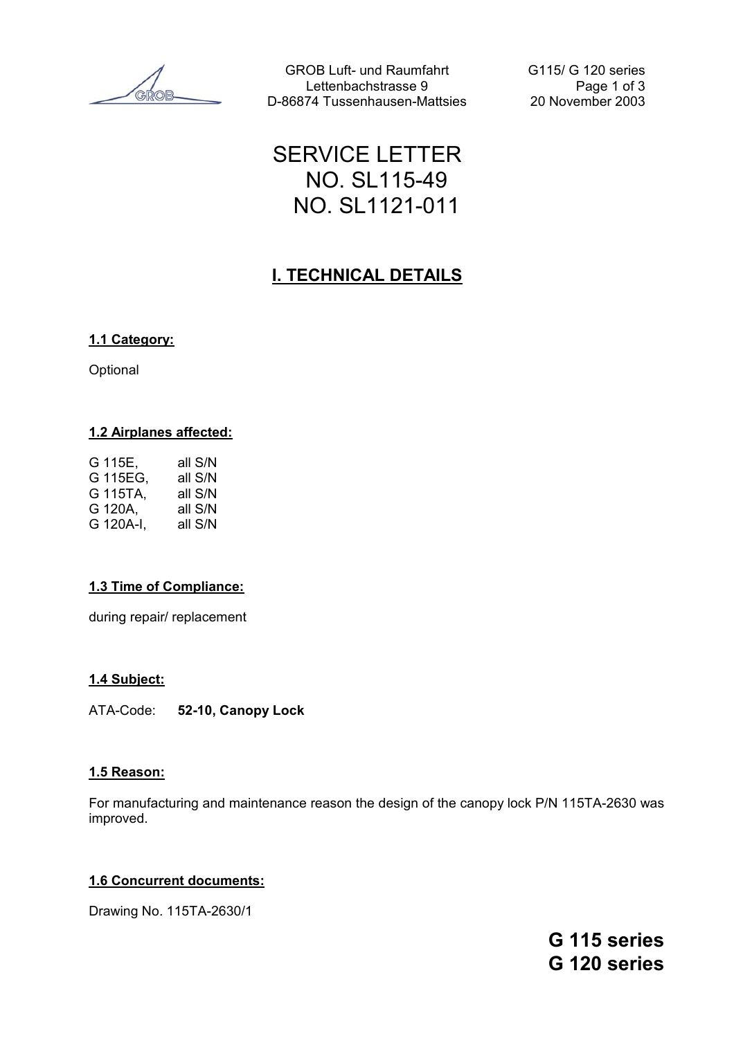GROB Luft- und Raumfahrt
Lettenbachstrasse 9
D-86874 Tussenhausen-Mattsies

G115/ G 120 series
20 November 2003

# SERVICE LETTER
# NO. SL115-49
# NO. SL1121-011

## I. TECHNICAL DETAILS

### 1.1 Category:

Optional

### 1.2 Airplanes affected:

| | |
|---|---|
| G 115E, | all S/N |
| G 115EG, | all S/N |
| G 115TA, | all S/N |
| G 120A, | all S/N |
| G 120A-I, | all S/N |

### 1.3 Time of Compliance:

during repair/ replacement

### 1.4 Subject:

ATA-Code: **52-10, Canopy Lock**

### 1.5 Reason:

For manufacturing and maintenance reason the design of the canopy lock P/N 115TA-2630 was improved.

### 1.6 Concurrent documents:

Drawing No. 115TA-2630/1

**G 115 series**
**G 120 series**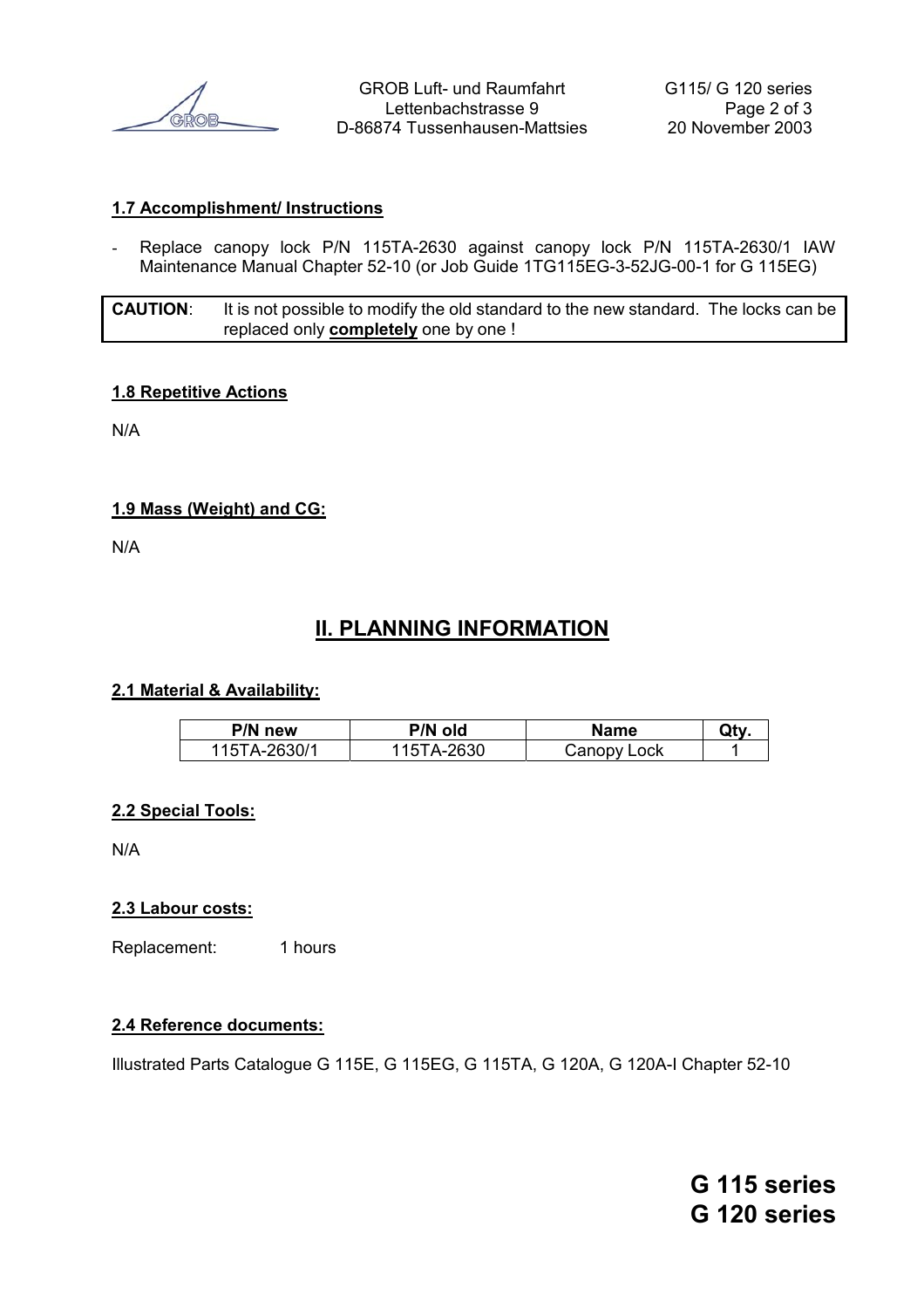### 1.7 Accomplishment/ Instructions

- Replace canopy lock P/N 115TA-2630 against canopy lock P/N 115TA-2630/1 IAW Maintenance Manual Chapter 52-10 (or Job Guide 1TG115EG-3-52JG-00-1 for G 115EG)

| **CAUTION**: | It is not possible to modify the old standard to the new standard. The locks can be replaced only **completely** one by one ! |
|---|---|

### 1.8 Repetitive Actions

N/A

### 1.9 Mass (Weight) and CG:

N/A

## II. PLANNING INFORMATION

### 2.1 Material & Availability:

| P/N new | P/N old | Name | Qty. |
|---|---|---|---|
| 115TA-2630/1 | 115TA-2630 | Canopy Lock | 1 |

### 2.2 Special Tools:

N/A

### 2.3 Labour costs:

Replacement: 1 hours

### 2.4 Reference documents:

Illustrated Parts Catalogue G 115E, G 115EG, G 115TA, G 120A, G 120A-I Chapter 52-10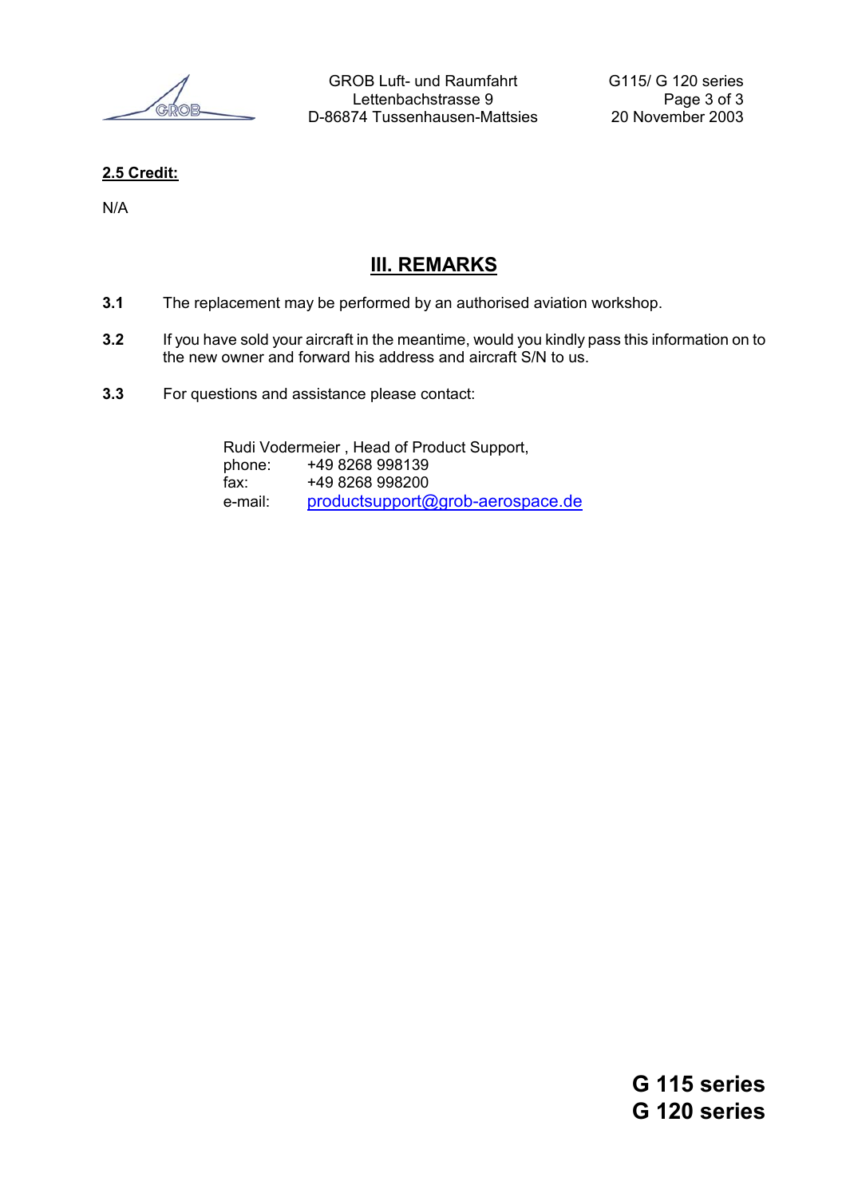**2.5 Credit:**

N/A

## III. REMARKS

**3.1** The replacement may be performed by an authorised aviation workshop.

**3.2** If you have sold your aircraft in the meantime, would you kindly pass this information on to the new owner and forward his address and aircraft S/N to us.

**3.3** For questions and assistance please contact:

Rudi Vodermeier , Head of Product Support,
phone: +49 8268 998139
fax: +49 8268 998200
e-mail: productsupport@grob-aerospace.de

**G 115 series**
**G 120 series**